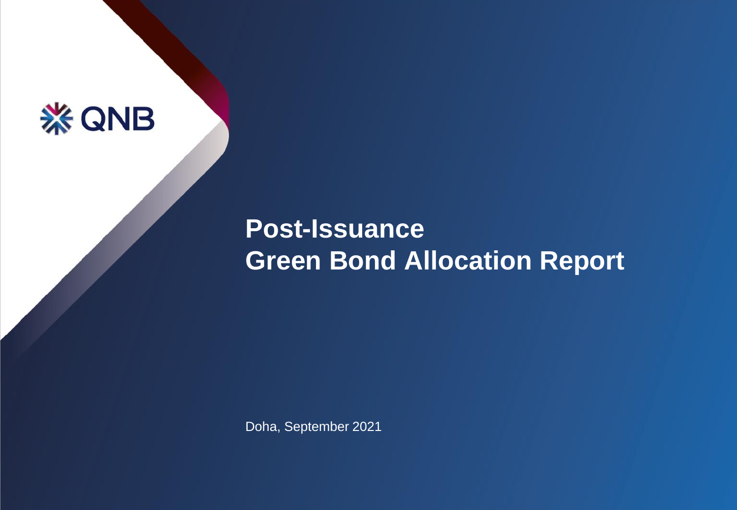QNB

# Post-Issuance
# Green Bond Allocation Report

Doha, September 2021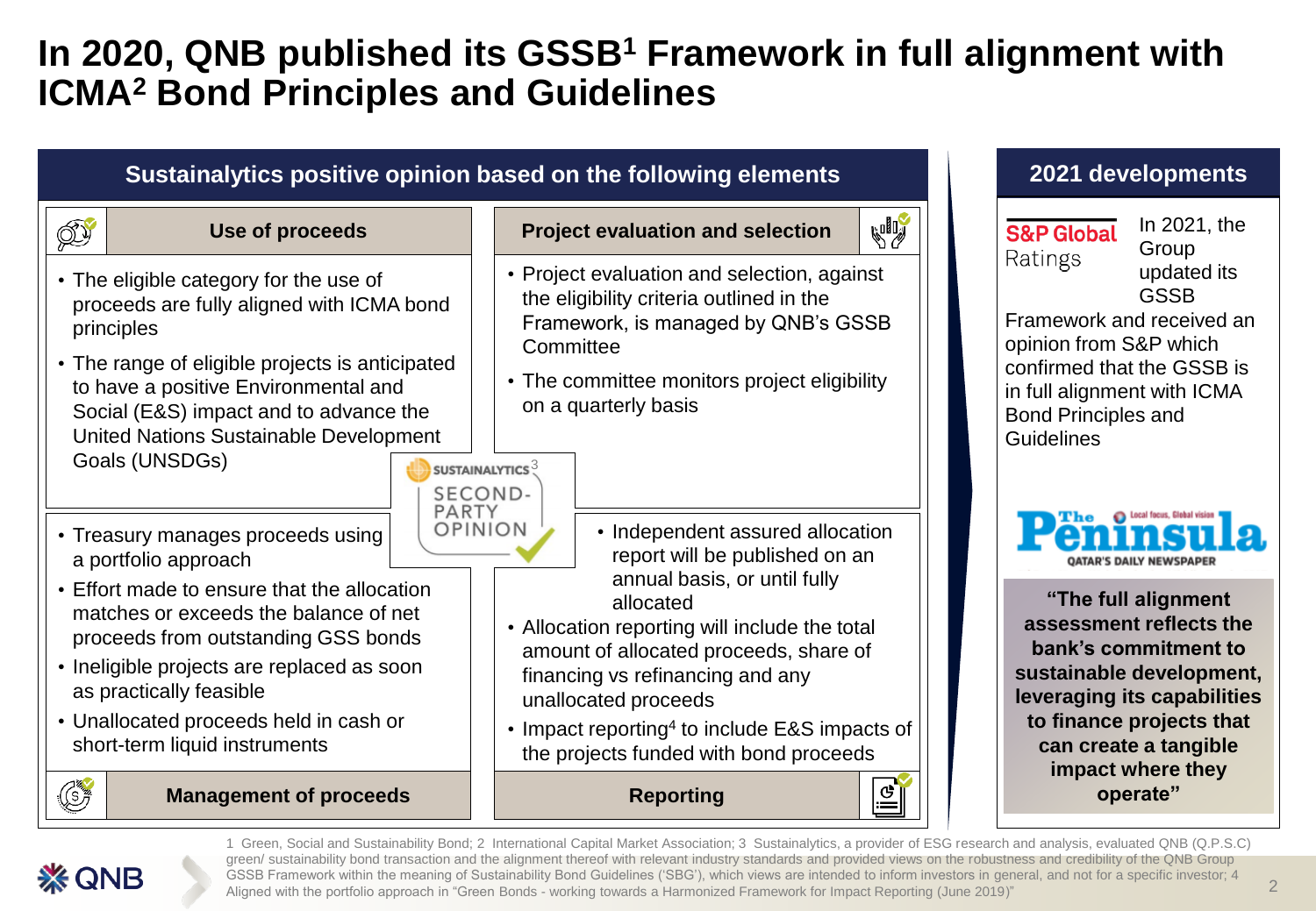# In 2020, QNB published its GSSB[1] Framework in full alignment with ICMA[2] Bond Principles and Guidelines

## Sustainalytics positive opinion based on the following elements

### Use of proceeds

- The eligible category for the use of proceeds are fully aligned with ICMA bond principles
- The range of eligible projects is anticipated to have a positive Environmental and Social (E&S) impact and to advance the United Nations Sustainable Development Goals (UNSDGs)

### Project evaluation and selection

- Project evaluation and selection, against the eligibility criteria outlined in the Framework, is managed by QNB's GSSB Committee
- The committee monitors project eligibility on a quarterly basis

SUSTAINALYTICS[3] SECOND-PARTY OPINION

### Management of proceeds

- Treasury manages proceeds using a portfolio approach
- Effort made to ensure that the allocation matches or exceeds the balance of net proceeds from outstanding GSS bonds
- Ineligible projects are replaced as soon as practically feasible
- Unallocated proceeds held in cash or short-term liquid instruments

### Reporting

- Independent assured allocation report will be published on an annual basis, or until fully allocated
- Allocation reporting will include the total amount of allocated proceeds, share of financing vs refinancing and any unallocated proceeds
- Impact reporting[4] to include E&S impacts of the projects funded with bond proceeds

## 2021 developments

S&P Global Ratings

In 2021, the Group updated its GSSB Framework and received an opinion from S&P which confirmed that the GSSB is in full alignment with ICMA Bond Principles and Guidelines

The Peninsula – Local focus, Global vision – QATAR'S DAILY NEWSPAPER

**"The full alignment assessment reflects the bank's commitment to sustainable development, leveraging its capabilities to finance projects that can create a tangible impact where they operate"**

---

1 Green, Social and Sustainability Bond; 2 International Capital Market Association; 3 Sustainalytics, a provider of ESG research and analysis, evaluated QNB (Q.P.S.C) green/ sustainability bond transaction and the alignment thereof with relevant industry standards and provided views on the robustness and credibility of the QNB Group GSSB Framework within the meaning of Sustainability Bond Guidelines ('SBG'), which views are intended to inform investors in general, and not for a specific investor; 4 Aligned with the portfolio approach in "Green Bonds - working towards a Harmonized Framework for Impact Reporting (June 2019)"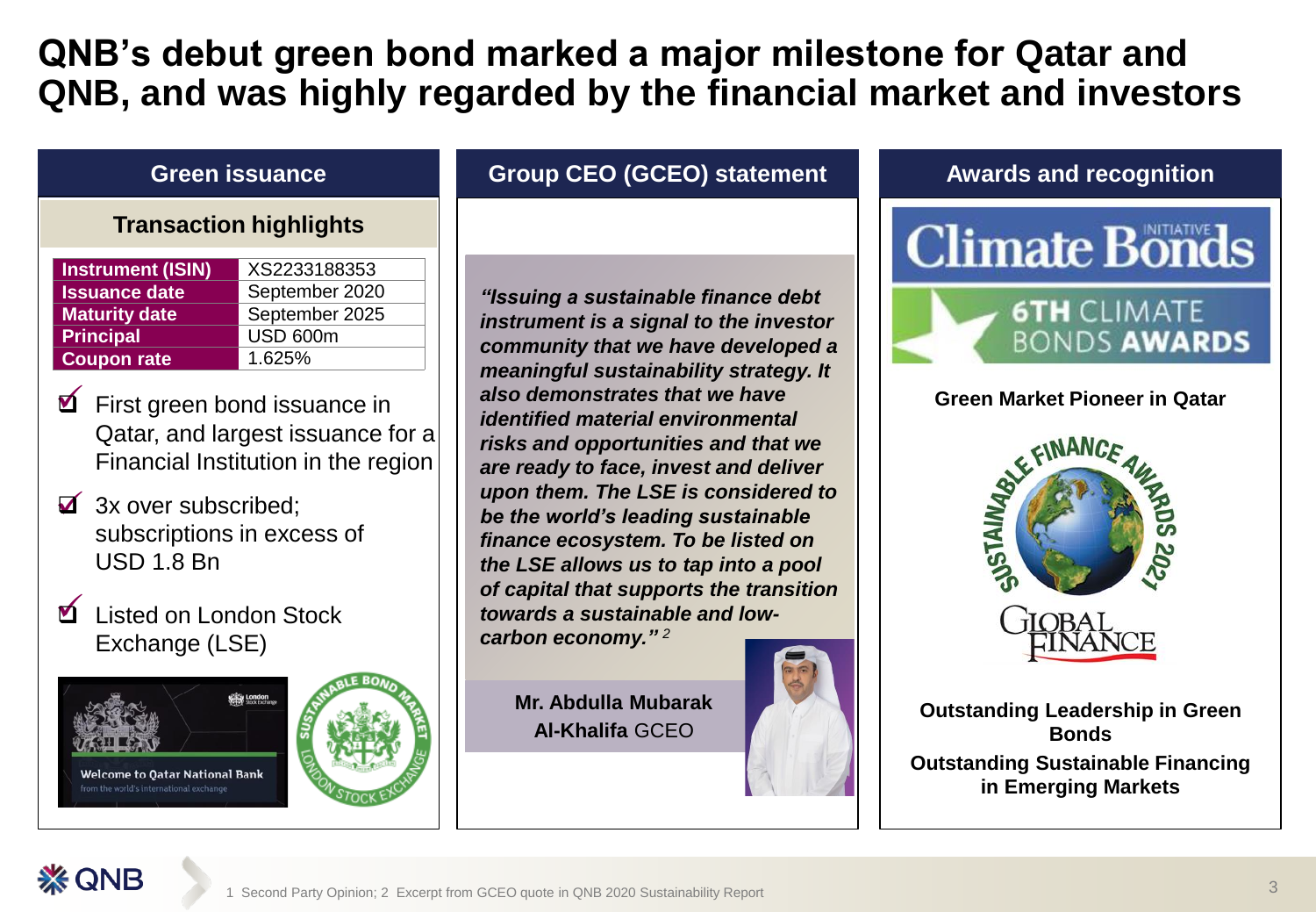# QNB's debut green bond marked a major milestone for Qatar and QNB, and was highly regarded by the financial market and investors

## Green issuance

### Transaction highlights

| Instrument (ISIN) | XS2233188353 |
|---|---|
| Issuance date | September 2020 |
| Maturity date | September 2025 |
| Principal | USD 600m |
| Coupon rate | 1.625% |

- ☑ First green bond issuance in Qatar, and largest issuance for a Financial Institution in the region
- ☑ 3x over subscribed; subscriptions in excess of USD 1.8 Bn
- ☑ Listed on London Stock Exchange (LSE)

Welcome to Qatar National Bank
from the world's international exchange

SUSTAINABLE BOND MARKET LONDON STOCK EXCHANGE

## Group CEO (GCEO) statement

*"Issuing a sustainable finance debt instrument is a signal to the investor community that we have developed a meaningful sustainability strategy. It also demonstrates that we have identified material environmental risks and opportunities and that we are ready to face, invest and deliver upon them. The LSE is considered to be the world's leading sustainable finance ecosystem. To be listed on the LSE allows us to tap into a pool of capital that supports the transition towards a sustainable and low-carbon economy."* [2]

**Mr. Abdulla Mubarak Al-Khalifa** GCEO

## Awards and recognition

Climate Bonds Initiative – 6TH CLIMATE BONDS AWARDS

**Green Market Pioneer in Qatar**

Sustainable Finance Awards 2021 – Global Finance

**Outstanding Leadership in Green Bonds**

**Outstanding Sustainable Financing in Emerging Markets**

1 Second Party Opinion; 2 Excerpt from GCEO quote in QNB 2020 Sustainability Report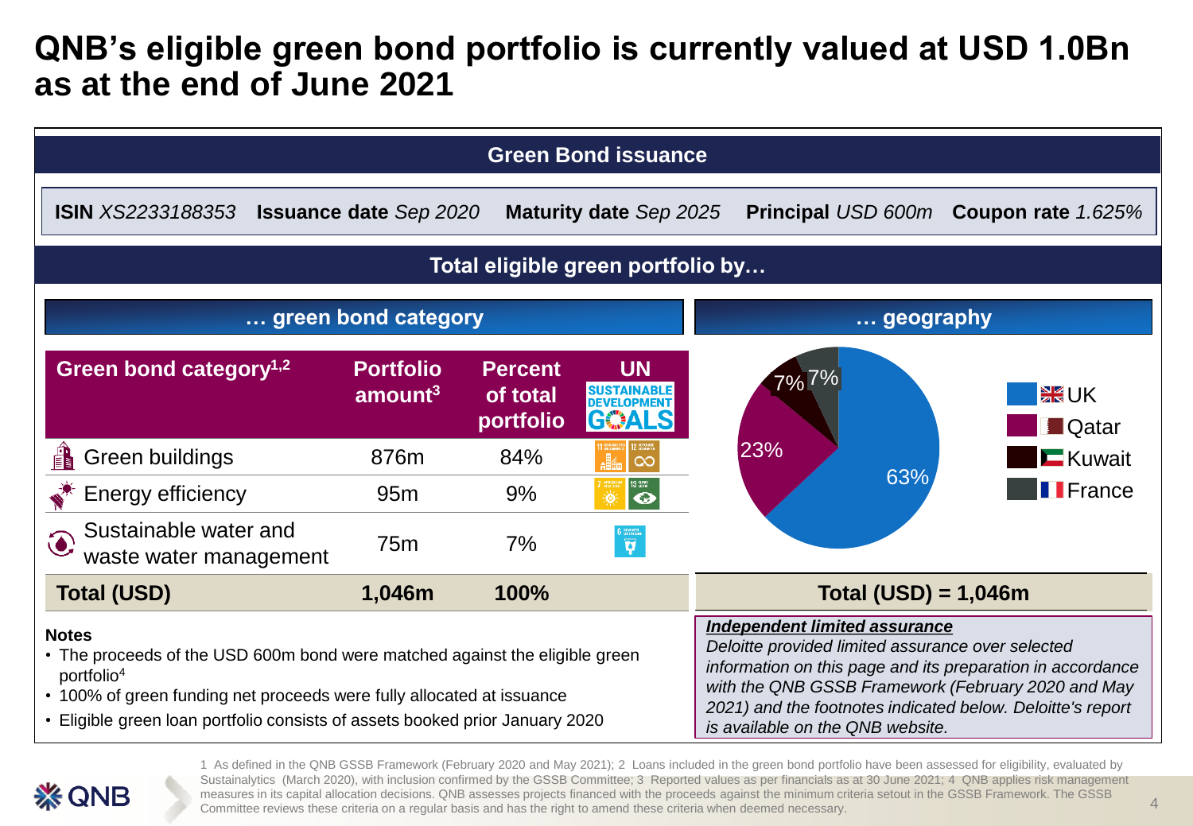# QNB's eligible green bond portfolio is currently valued at USD 1.0Bn as at the end of June 2021

## Green Bond issuance

**ISIN** *XS2233188353* **Issuance date** *Sep 2020* **Maturity date** *Sep 2025* **Principal** *USD 600m* **Coupon rate** *1.625%*

## Total eligible green portfolio by…

### … green bond category

| Green bond category[1,2] | Portfolio amount[3] | Percent of total portfolio | UN SUSTAINABLE DEVELOPMENT GOALS |
|---|---|---|---|
| Green buildings | 876m | 84% | 11, 12 |
| Energy efficiency | 95m | 9% | 7, 13 |
| Sustainable water and waste water management | 75m | 7% | 6 |
| **Total (USD)** | **1,046m** | **100%** | |

### … geography

| Country | Share |
|---|---|
| UK | 63% |
| Qatar | 23% |
| Kuwait | 7% |
| France | 7% |

**Total (USD) = 1,046m**

**Notes**

- The proceeds of the USD 600m bond were matched against the eligible green portfolio[4]
- 100% of green funding net proceeds were fully allocated at issuance
- Eligible green loan portfolio consists of assets booked prior January 2020

***Independent limited assurance***

*Deloitte provided limited assurance over selected information on this page and its preparation in accordance with the QNB GSSB Framework (February 2020 and May 2021) and the footnotes indicated below. Deloitte's report is available on the QNB website.*

1 As defined in the QNB GSSB Framework (February 2020 and May 2021); 2 Loans included in the green bond portfolio have been assessed for eligibility, evaluated by Sustainalytics (March 2020), with inclusion confirmed by the GSSB Committee; 3 Reported values as per financials as at 30 June 2021; 4 QNB applies risk management measures in its capital allocation decisions. QNB assesses projects financed with the proceeds against the minimum criteria setout in the GSSB Framework. The GSSB Committee reviews these criteria on a regular basis and has the right to amend these criteria when deemed necessary.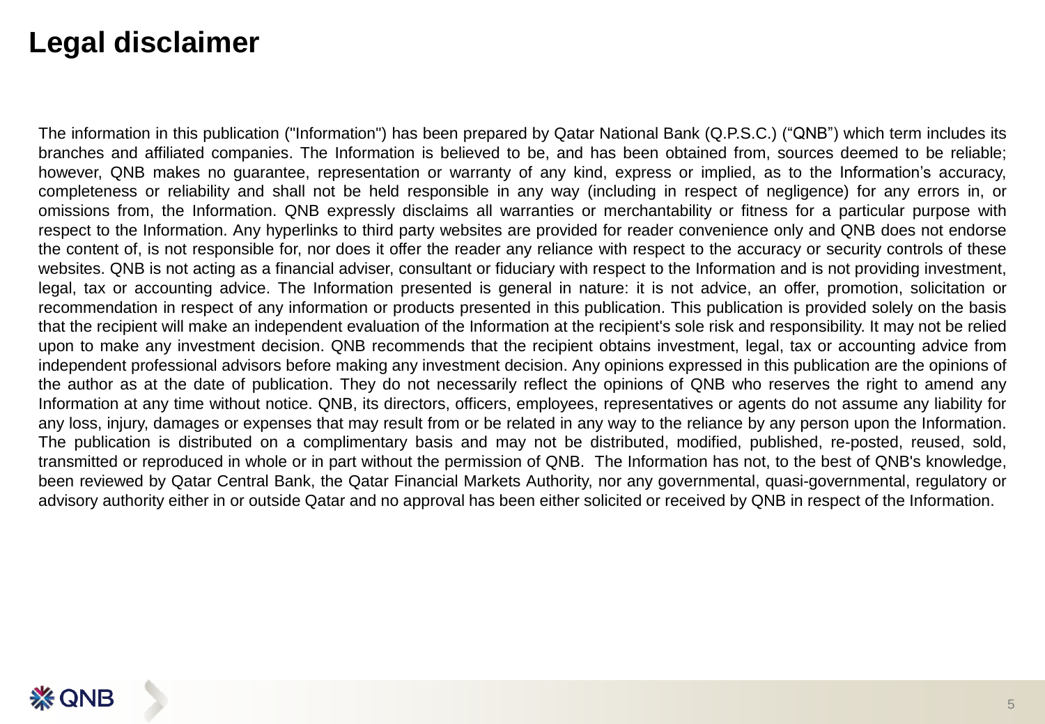# Legal disclaimer

The information in this publication ("Information") has been prepared by Qatar National Bank (Q.P.S.C.) ("QNB") which term includes its branches and affiliated companies. The Information is believed to be, and has been obtained from, sources deemed to be reliable; however, QNB makes no guarantee, representation or warranty of any kind, express or implied, as to the Information's accuracy, completeness or reliability and shall not be held responsible in any way (including in respect of negligence) for any errors in, or omissions from, the Information. QNB expressly disclaims all warranties or merchantability or fitness for a particular purpose with respect to the Information. Any hyperlinks to third party websites are provided for reader convenience only and QNB does not endorse the content of, is not responsible for, nor does it offer the reader any reliance with respect to the accuracy or security controls of these websites. QNB is not acting as a financial adviser, consultant or fiduciary with respect to the Information and is not providing investment, legal, tax or accounting advice. The Information presented is general in nature: it is not advice, an offer, promotion, solicitation or recommendation in respect of any information or products presented in this publication. This publication is provided solely on the basis that the recipient will make an independent evaluation of the Information at the recipient's sole risk and responsibility. It may not be relied upon to make any investment decision. QNB recommends that the recipient obtains investment, legal, tax or accounting advice from independent professional advisors before making any investment decision. Any opinions expressed in this publication are the opinions of the author as at the date of publication. They do not necessarily reflect the opinions of QNB who reserves the right to amend any Information at any time without notice. QNB, its directors, officers, employees, representatives or agents do not assume any liability for any loss, injury, damages or expenses that may result from or be related in any way to the reliance by any person upon the Information. The publication is distributed on a complimentary basis and may not be distributed, modified, published, re-posted, reused, sold, transmitted or reproduced in whole or in part without the permission of QNB. The Information has not, to the best of QNB's knowledge, been reviewed by Qatar Central Bank, the Qatar Financial Markets Authority, nor any governmental, quasi-governmental, regulatory or advisory authority either in or outside Qatar and no approval has been either solicited or received by QNB in respect of the Information.